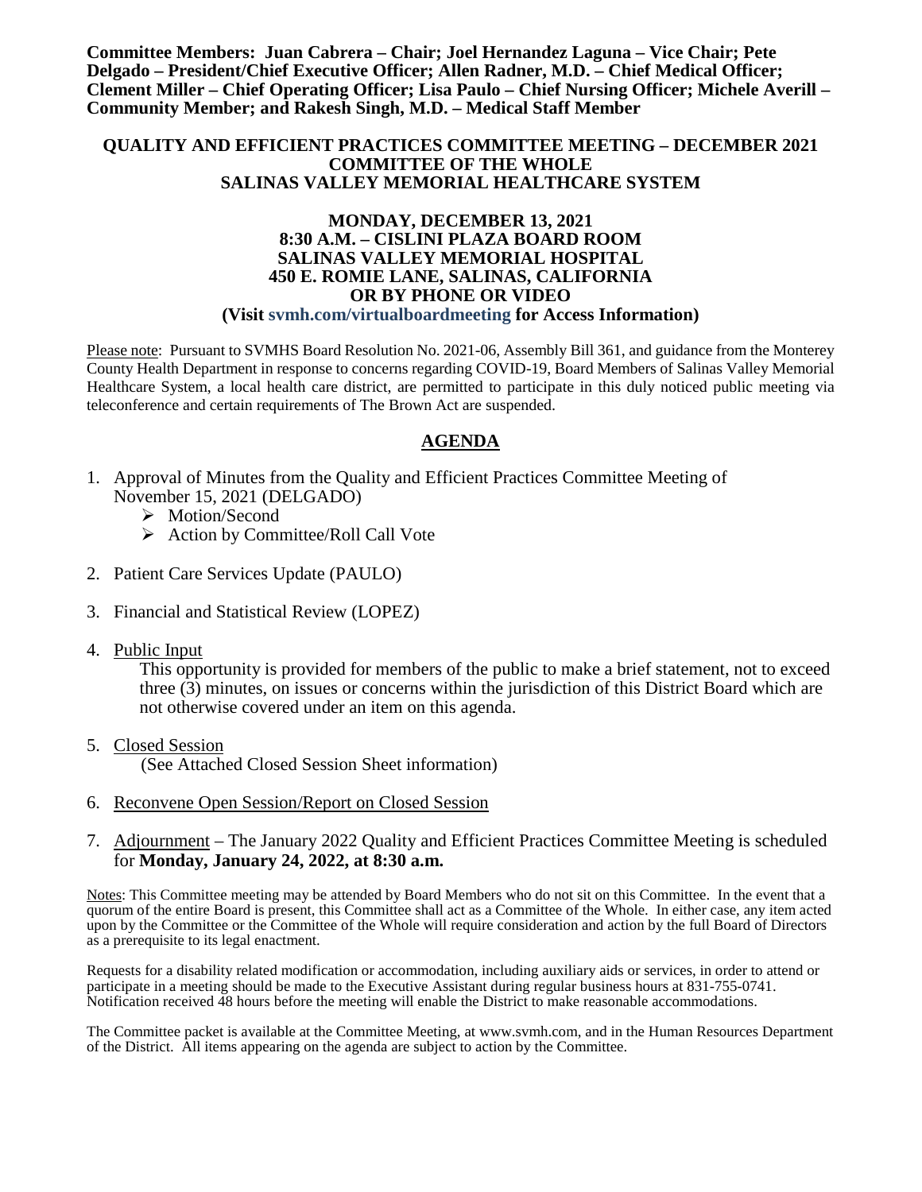**Committee Members: Juan Cabrera – Chair; Joel Hernandez Laguna – Vice Chair; Pete Delgado – President/Chief Executive Officer; Allen Radner, M.D. – Chief Medical Officer; Clement Miller – Chief Operating Officer; Lisa Paulo – Chief Nursing Officer; Michele Averill – Community Member; and Rakesh Singh, M.D. – Medical Staff Member**

**QUALITY AND EFFICIENT PRACTICES COMMITTEE MEETING – DECEMBER 2021**
**COMMITTEE OF THE WHOLE**
**SALINAS VALLEY MEMORIAL HEALTHCARE SYSTEM**

**MONDAY, DECEMBER 13, 2021**
**8:30 A.M. – CISLINI PLAZA BOARD ROOM**
**SALINAS VALLEY MEMORIAL HOSPITAL**
**450 E. ROMIE LANE, SALINAS, CALIFORNIA**
**OR BY PHONE OR VIDEO**
**(Visit svmh.com/virtualboardmeeting for Access Information)**

Please note: Pursuant to SVMHS Board Resolution No. 2021-06, Assembly Bill 361, and guidance from the Monterey County Health Department in response to concerns regarding COVID-19, Board Members of Salinas Valley Memorial Healthcare System, a local health care district, are permitted to participate in this duly noticed public meeting via teleconference and certain requirements of The Brown Act are suspended.

## AGENDA

1. Approval of Minutes from the Quality and Efficient Practices Committee Meeting of November 15, 2021 (DELGADO)
   - Motion/Second
   - Action by Committee/Roll Call Vote

2. Patient Care Services Update (PAULO)

3. Financial and Statistical Review (LOPEZ)

4. Public Input

   This opportunity is provided for members of the public to make a brief statement, not to exceed three (3) minutes, on issues or concerns within the jurisdiction of this District Board which are not otherwise covered under an item on this agenda.

5. Closed Session

   (See Attached Closed Session Sheet information)

6. Reconvene Open Session/Report on Closed Session

7. Adjournment – The January 2022 Quality and Efficient Practices Committee Meeting is scheduled for **Monday, January 24, 2022, at 8:30 a.m.**

Notes: This Committee meeting may be attended by Board Members who do not sit on this Committee. In the event that a quorum of the entire Board is present, this Committee shall act as a Committee of the Whole. In either case, any item acted upon by the Committee or the Committee of the Whole will require consideration and action by the full Board of Directors as a prerequisite to its legal enactment.

Requests for a disability related modification or accommodation, including auxiliary aids or services, in order to attend or participate in a meeting should be made to the Executive Assistant during regular business hours at 831-755-0741. Notification received 48 hours before the meeting will enable the District to make reasonable accommodations.

The Committee packet is available at the Committee Meeting, at www.svmh.com, and in the Human Resources Department of the District. All items appearing on the agenda are subject to action by the Committee.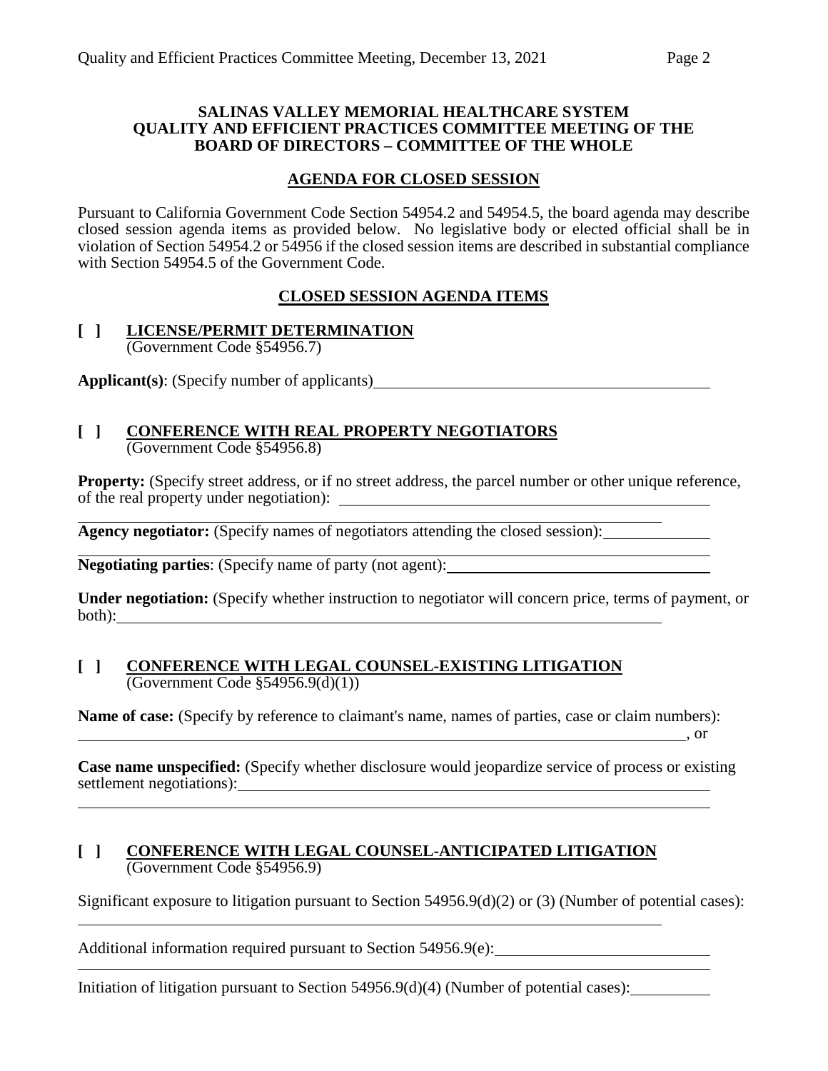**SALINAS VALLEY MEMORIAL HEALTHCARE SYSTEM**
**QUALITY AND EFFICIENT PRACTICES COMMITTEE MEETING OF THE BOARD OF DIRECTORS – COMMITTEE OF THE WHOLE**

**AGENDA FOR CLOSED SESSION**

Pursuant to California Government Code Section 54954.2 and 54954.5, the board agenda may describe closed session agenda items as provided below. No legislative body or elected official shall be in violation of Section 54954.2 or 54956 if the closed session items are described in substantial compliance with Section 54954.5 of the Government Code.

**CLOSED SESSION AGENDA ITEMS**

**[ ] LICENSE/PERMIT DETERMINATION**
(Government Code §54956.7)

**Applicant(s)**: (Specify number of applicants)\_\_\_\_\_\_\_\_\_\_\_\_\_\_\_\_\_\_\_\_\_\_\_\_\_\_\_\_\_\_\_\_\_\_\_\_\_\_

**[ ] CONFERENCE WITH REAL PROPERTY NEGOTIATORS**
(Government Code §54956.8)

**Property:** (Specify street address, or if no street address, the parcel number or other unique reference, of the real property under negotiation): \_\_\_\_\_\_\_\_\_\_\_\_\_\_\_\_\_\_\_\_\_\_\_\_\_\_\_\_\_\_\_\_\_\_\_\_\_\_\_\_

**Agency negotiator:** (Specify names of negotiators attending the closed session):\_\_\_\_\_\_\_\_\_\_

**Negotiating parties**: (Specify name of party (not agent):\_\_\_\_\_\_\_\_\_\_\_\_\_\_\_\_\_\_\_\_\_\_\_\_\_\_\_\_

**Under negotiation:** (Specify whether instruction to negotiator will concern price, terms of payment, or both):\_\_\_\_\_\_\_\_\_\_\_\_\_\_\_\_\_\_\_\_\_\_\_\_\_\_\_\_\_\_\_\_\_\_\_\_\_\_\_\_\_\_\_\_\_\_\_\_\_\_\_\_\_\_\_\_\_\_\_\_

**[ ] CONFERENCE WITH LEGAL COUNSEL-EXISTING LITIGATION**
(Government Code §54956.9(d)(1))

**Name of case:** (Specify by reference to claimant's name, names of parties, case or claim numbers):
\_\_\_\_\_\_\_\_\_\_\_\_\_\_\_\_\_\_\_\_\_\_\_\_\_\_\_\_\_\_\_\_\_\_\_\_\_\_\_\_\_\_\_\_\_\_\_\_\_\_\_\_\_\_\_\_\_\_\_\_\_\_\_\_\_\_, or

**Case name unspecified:** (Specify whether disclosure would jeopardize service of process or existing settlement negotiations):\_\_\_\_\_\_\_\_\_\_\_\_\_\_\_\_\_\_\_\_\_\_\_\_\_\_\_\_\_\_\_\_\_\_\_\_\_\_\_\_\_\_\_\_\_\_\_\_\_\_

**[ ] CONFERENCE WITH LEGAL COUNSEL-ANTICIPATED LITIGATION**
(Government Code §54956.9)

Significant exposure to litigation pursuant to Section 54956.9(d)(2) or (3) (Number of potential cases):
\_\_\_\_\_\_\_\_\_\_\_\_\_\_\_\_\_\_\_\_\_\_\_\_\_\_\_\_\_\_\_\_\_\_\_\_\_\_\_\_\_\_\_\_\_\_\_\_\_\_\_\_\_\_\_\_\_\_\_\_\_\_\_\_

Additional information required pursuant to Section 54956.9(e):\_\_\_\_\_\_\_\_\_\_\_\_\_\_\_\_\_\_\_\_\_\_\_\_

Initiation of litigation pursuant to Section 54956.9(d)(4) (Number of potential cases):\_\_\_\_\_\_\_\_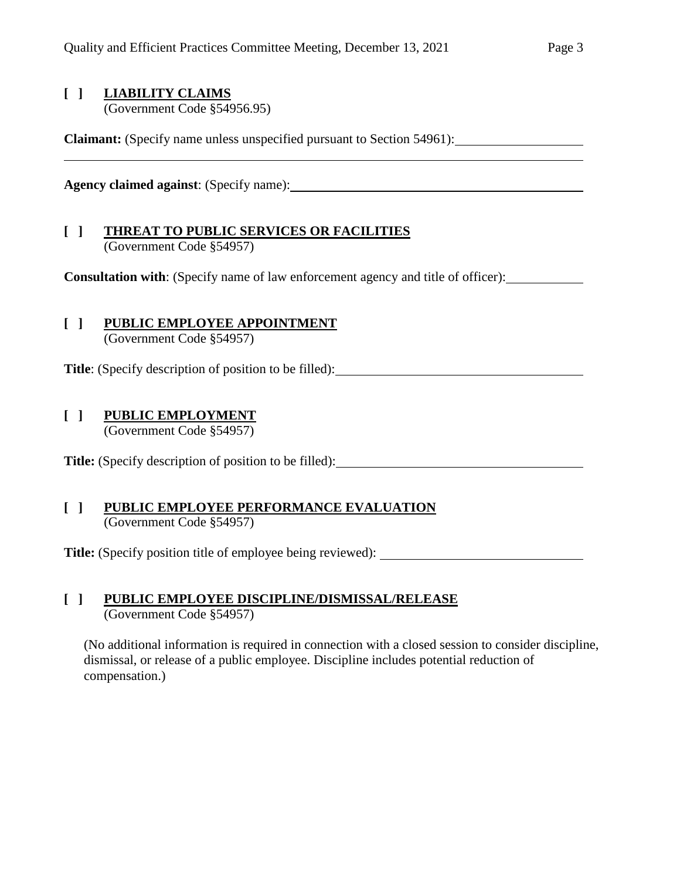**[ ] LIABILITY CLAIMS**
(Government Code §54956.95)

**Claimant:** (Specify name unless unspecified pursuant to Section 54961): \_\_\_\_\_\_\_\_\_\_\_\_\_\_\_\_\_\_\_\_

\_\_\_\_\_\_\_\_\_\_\_\_\_\_\_\_\_\_\_\_\_\_\_\_\_\_\_\_\_\_\_\_\_\_\_\_\_\_\_\_\_\_\_\_\_\_\_\_\_\_\_\_\_\_\_\_\_\_\_\_\_\_\_\_\_\_\_\_\_\_\_\_

**Agency claimed against**: (Specify name): \_\_\_\_\_\_\_\_\_\_\_\_\_\_\_\_\_\_\_\_\_\_\_\_\_\_\_\_\_\_\_\_\_\_\_\_\_\_\_\_\_\_\_\_

**[ ] THREAT TO PUBLIC SERVICES OR FACILITIES**
(Government Code §54957)

**Consultation with**: (Specify name of law enforcement agency and title of officer): \_\_\_\_\_\_\_\_\_\_\_\_

**[ ] PUBLIC EMPLOYEE APPOINTMENT**
(Government Code §54957)

**Title**: (Specify description of position to be filled): \_\_\_\_\_\_\_\_\_\_\_\_\_\_\_\_\_\_\_\_\_\_\_\_\_\_\_\_\_\_\_\_\_\_\_\_\_\_

**[ ] PUBLIC EMPLOYMENT**
(Government Code §54957)

**Title:** (Specify description of position to be filled): \_\_\_\_\_\_\_\_\_\_\_\_\_\_\_\_\_\_\_\_\_\_\_\_\_\_\_\_\_\_\_\_\_\_\_\_\_\_

**[ ] PUBLIC EMPLOYEE PERFORMANCE EVALUATION**
(Government Code §54957)

**Title:** (Specify position title of employee being reviewed): \_\_\_\_\_\_\_\_\_\_\_\_\_\_\_\_\_\_\_\_\_\_\_\_\_\_\_\_\_\_\_

**[ ] PUBLIC EMPLOYEE DISCIPLINE/DISMISSAL/RELEASE**
(Government Code §54957)

(No additional information is required in connection with a closed session to consider discipline, dismissal, or release of a public employee. Discipline includes potential reduction of compensation.)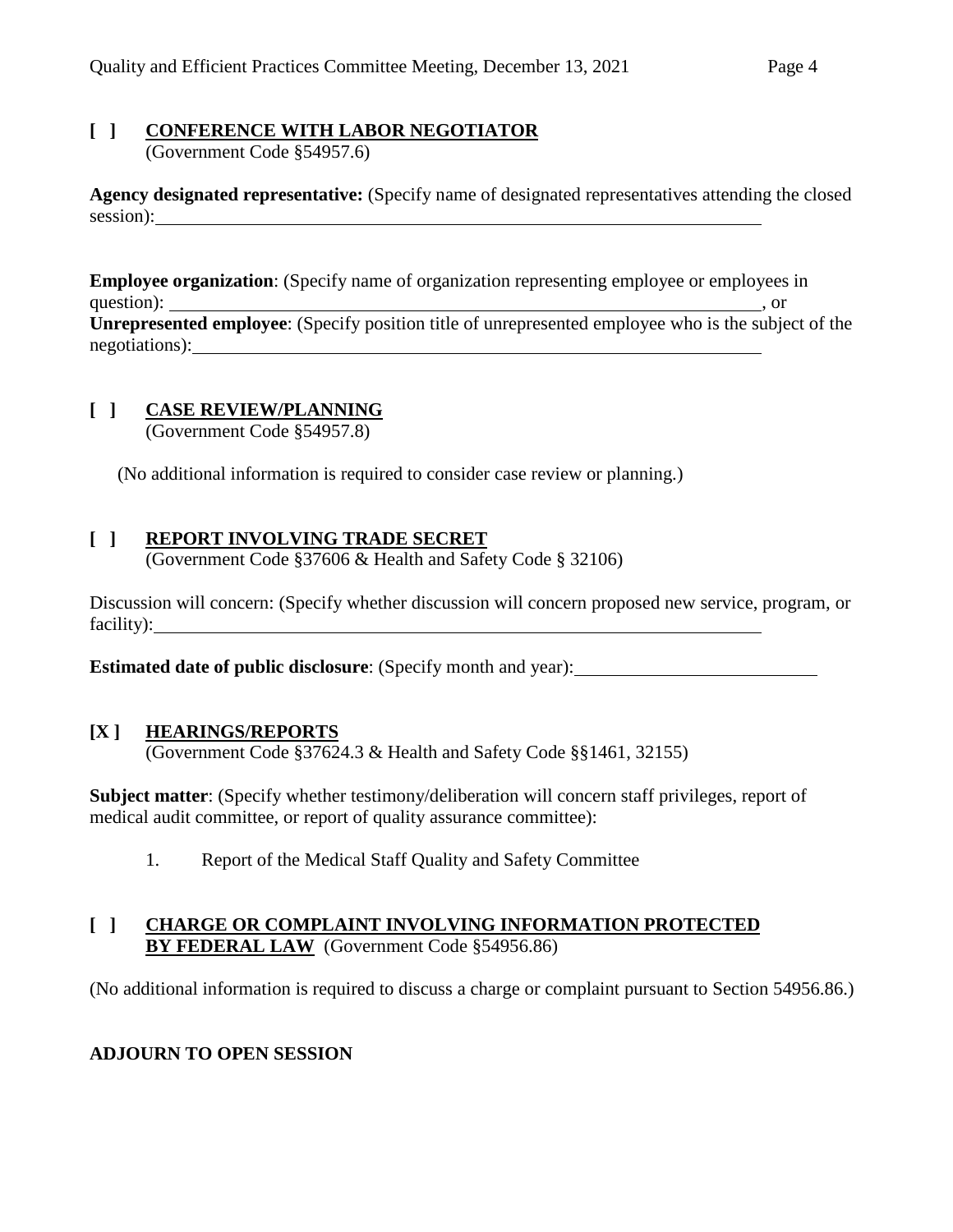**[ ] CONFERENCE WITH LABOR NEGOTIATOR**
(Government Code §54957.6)

**Agency designated representative:** (Specify name of designated representatives attending the closed session): ______________________________________________

**Employee organization**: (Specify name of organization representing employee or employees in question): ______________________________________________, or
**Unrepresented employee**: (Specify position title of unrepresented employee who is the subject of the negotiations): ______________________________________________

**[ ] CASE REVIEW/PLANNING**
(Government Code §54957.8)

(No additional information is required to consider case review or planning.)

**[ ] REPORT INVOLVING TRADE SECRET**
(Government Code §37606 & Health and Safety Code § 32106)

Discussion will concern: (Specify whether discussion will concern proposed new service, program, or facility): ______________________________________________

**Estimated date of public disclosure**: (Specify month and year): ____________________

**[X ] HEARINGS/REPORTS**
(Government Code §37624.3 & Health and Safety Code §§1461, 32155)

**Subject matter**: (Specify whether testimony/deliberation will concern staff privileges, report of medical audit committee, or report of quality assurance committee):

1. Report of the Medical Staff Quality and Safety Committee

**[ ] CHARGE OR COMPLAINT INVOLVING INFORMATION PROTECTED BY FEDERAL LAW** (Government Code §54956.86)

(No additional information is required to discuss a charge or complaint pursuant to Section 54956.86.)

**ADJOURN TO OPEN SESSION**